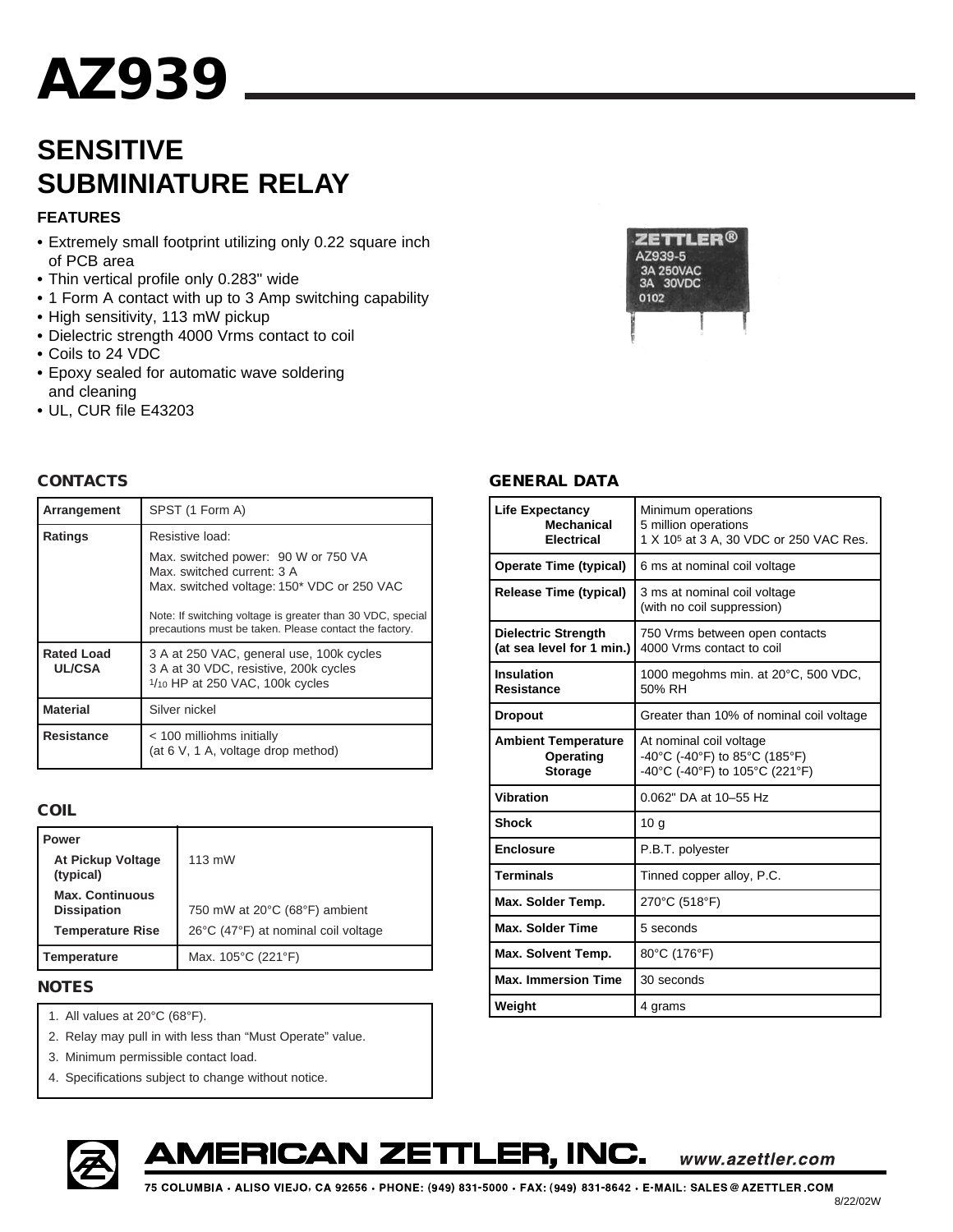# AZ939

## SENSITIVE SUBMINIATURE RELAY

### FEATURES

- Extremely small footprint utilizing only 0.22 square inch of PCB area
- Thin vertical profile only 0.283" wide
- 1 Form A contact with up to 3 Amp switching capability
- High sensitivity, 113 mW pickup
- Dielectric strength 4000 Vrms contact to coil
- Coils to 24 VDC
- Epoxy sealed for automatic wave soldering and cleaning
- UL, CUR file E43203

### CONTACTS

| | |
|---|---|
| **Arrangement** | SPST (1 Form A) |
| **Ratings** | Resistive load:<br>Max. switched power: 90 W or 750 VA<br>Max. switched current: 3 A<br>Max. switched voltage: 150* VDC or 250 VAC<br><br>Note: If switching voltage is greater than 30 VDC, special precautions must be taken. Please contact the factory. |
| **Rated Load UL/CSA** | 3 A at 250 VAC, general use, 100k cycles<br>3 A at 30 VDC, resistive, 200k cycles<br>1/10 HP at 250 VAC, 100k cycles |
| **Material** | Silver nickel |
| **Resistance** | < 100 milliohms initially<br>(at 6 V, 1 A, voltage drop method) |

### COIL

| | |
|---|---|
| **Power** | |
| **At Pickup Voltage (typical)** | 113 mW |
| **Max. Continuous Dissipation** | 750 mW at 20°C (68°F) ambient |
| **Temperature Rise** | 26°C (47°F) at nominal coil voltage |
| **Temperature** | Max. 105°C (221°F) |

### NOTES

1. All values at 20°C (68°F).
2. Relay may pull in with less than "Must Operate" value.
3. Minimum permissible contact load.
4. Specifications subject to change without notice.

### GENERAL DATA

| | |
|---|---|
| **Life Expectancy**<br>**Mechanical**<br>**Electrical** | Minimum operations<br>5 million operations<br>1 X $10^5$ at 3 A, 30 VDC or 250 VAC Res. |
| **Operate Time (typical)** | 6 ms at nominal coil voltage |
| **Release Time (typical)** | 3 ms at nominal coil voltage<br>(with no coil suppression) |
| **Dielectric Strength (at sea level for 1 min.)** | 750 Vrms between open contacts<br>4000 Vrms contact to coil |
| **Insulation Resistance** | 1000 megohms min. at 20°C, 500 VDC, 50% RH |
| **Dropout** | Greater than 10% of nominal coil voltage |
| **Ambient Temperature**<br>**Operating**<br>**Storage** | At nominal coil voltage<br>-40°C (-40°F) to 85°C (185°F)<br>-40°C (-40°F) to 105°C (221°F) |
| **Vibration** | 0.062" DA at 10–55 Hz |
| **Shock** | 10 g |
| **Enclosure** | P.B.T. polyester |
| **Terminals** | Tinned copper alloy, P.C. |
| **Max. Solder Temp.** | 270°C (518°F) |
| **Max. Solder Time** | 5 seconds |
| **Max. Solvent Temp.** | 80°C (176°F) |
| **Max. Immersion Time** | 30 seconds |
| **Weight** | 4 grams |

**AMERICAN ZETTLER, INC.** www.azettler.com

75 COLUMBIA · ALISO VIEJO, CA 92656 · PHONE: (949) 831-5000 · FAX: (949) 831-8642 · E-MAIL: SALES@AZETTLER.COM

8/22/02W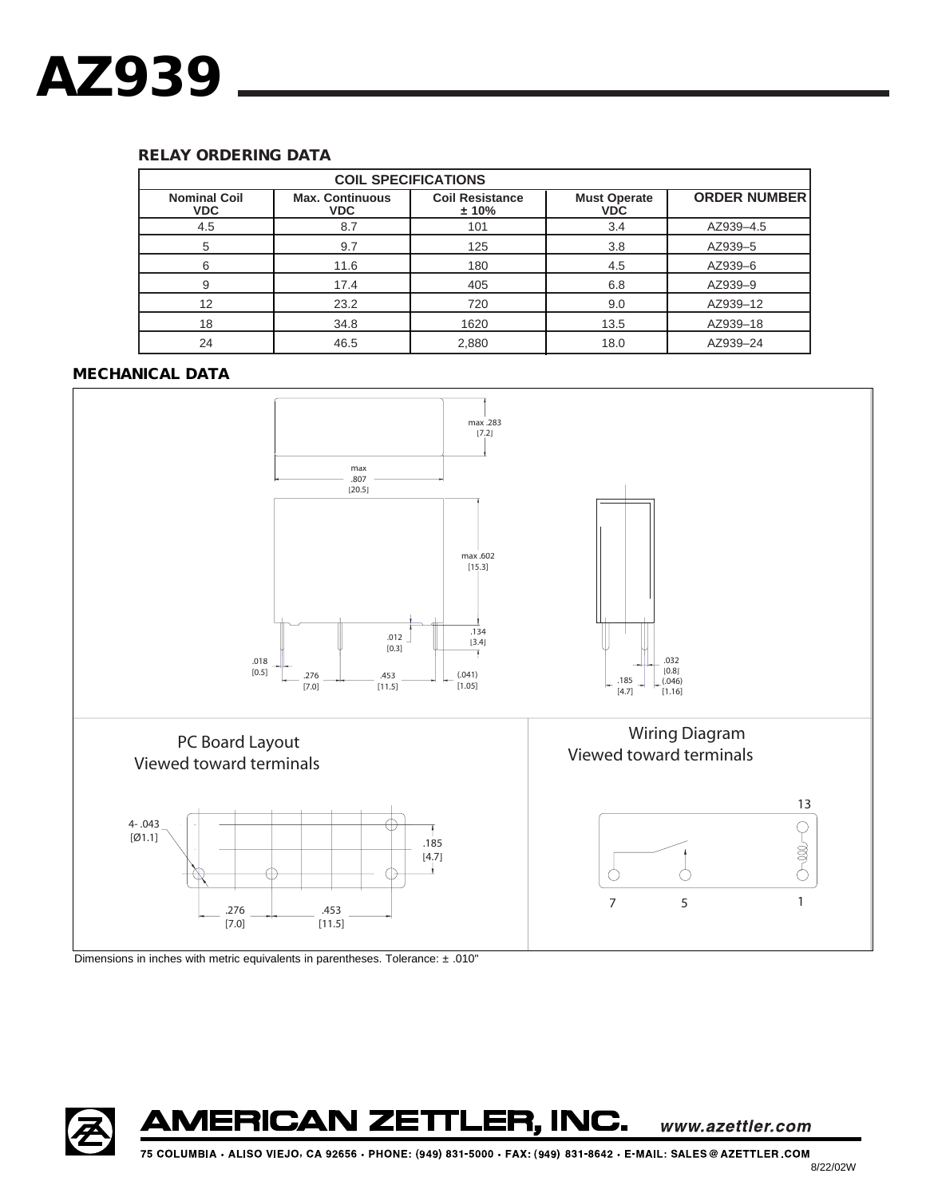# AZ939

## RELAY ORDERING DATA

| COIL SPECIFICATIONS | | | | |
|---|---|---|---|---|
| **Nominal Coil VDC** | **Max. Continuous VDC** | **Coil Resistance ± 10%** | **Must Operate VDC** | **ORDER NUMBER** |
| 4.5 | 8.7 | 101 | 3.4 | AZ939–4.5 |
| 5 | 9.7 | 125 | 3.8 | AZ939–5 |
| 6 | 11.6 | 180 | 4.5 | AZ939–6 |
| 9 | 17.4 | 405 | 6.8 | AZ939–9 |
| 12 | 23.2 | 720 | 9.0 | AZ939–12 |
| 18 | 34.8 | 1620 | 13.5 | AZ939–18 |
| 24 | 46.5 | 2,880 | 18.0 | AZ939–24 |

## MECHANICAL DATA

max .283
[7.2]

max
.807
[20.5]

max .602
[15.3]

.134
[3.4]

.012
[0.3]

.018
[0.5]

.276
[7.0]

.453
[11.5]

(.041)
[1.05]

.032
[0.8]
(.046)
[1.16]

.185
[4.7]

PC Board Layout
Viewed toward terminals

4- .043
[Ø1.1]

.185
[4.7]

.276
[7.0]

.453
[11.5]

Wiring Diagram
Viewed toward terminals

13

7 5 1

Dimensions in inches with metric equivalents in parentheses. Tolerance: ± .010"

**AMERICAN ZETTLER, INC.** *www.azettler.com*

75 COLUMBIA · ALISO VIEJO, CA 92656 · PHONE: (949) 831-5000 · FAX: (949) 831-8642 · E-MAIL: SALES@AZETTLER.COM

8/22/02W